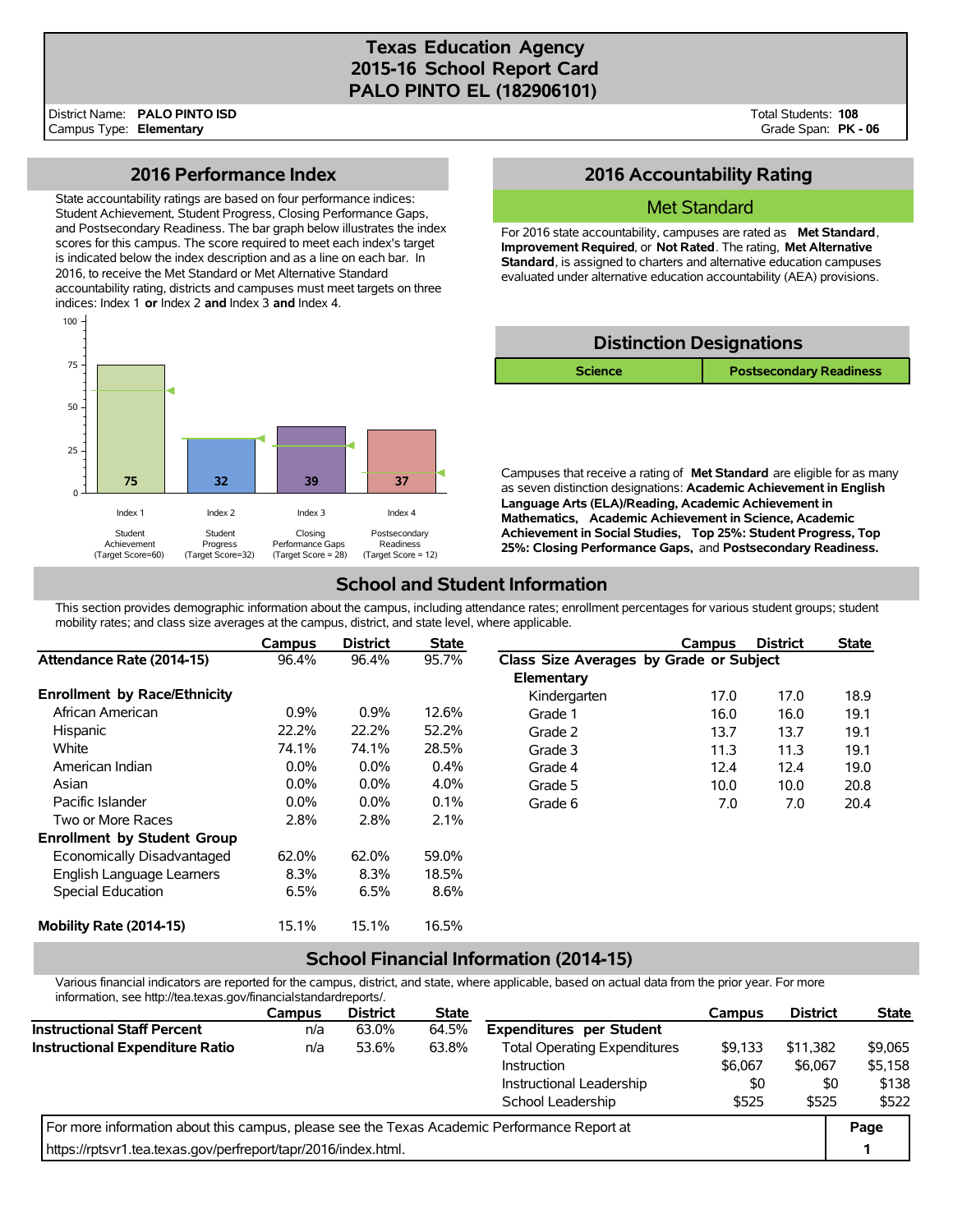# Texas Education Agency
# 2015-16 School Report Card
# PALO PINTO EL (182906101)

District Name: **PALO PINTO ISD**
Campus Type: **Elementary**

Total Students: **108**
Grade Span: **PK - 06**

## 2016 Performance Index

State accountability ratings are based on four performance indices: Student Achievement, Student Progress, Closing Performance Gaps, and Postsecondary Readiness. The bar graph below illustrates the index scores for this campus. The score required to meet each index's target is indicated below the index description and as a line on each bar. In 2016, to receive the Met Standard or Met Alternative Standard accountability rating, districts and campuses must meet targets on three indices: Index 1 **or** Index 2 **and** Index 3 **and** Index 4.

| Index | Description | Score |
|---|---|---|
| Index 1 | Student Achievement (Target Score=60) | 75 |
| Index 2 | Student Progress (Target Score=32) | 32 |
| Index 3 | Closing Performance Gaps (Target Score = 28) | 39 |
| Index 4 | Postsecondary Readiness (Target Score = 12) | 37 |

## 2016 Accountability Rating

**Met Standard**

For 2016 state accountability, campuses are rated as **Met Standard**, **Improvement Required**, or **Not Rated**. The rating, **Met Alternative Standard**, is assigned to charters and alternative education campuses evaluated under alternative education accountability (AEA) provisions.

## Distinction Designations

| Science | Postsecondary Readiness |
|---|---|

Campuses that receive a rating of **Met Standard** are eligible for as many as seven distinction designations: **Academic Achievement in English Language Arts (ELA)/Reading, Academic Achievement in Mathematics, Academic Achievement in Science, Academic Achievement in Social Studies, Top 25%: Student Progress, Top 25%: Closing Performance Gaps,** and **Postsecondary Readiness.**

## School and Student Information

This section provides demographic information about the campus, including attendance rates; enrollment percentages for various student groups; student mobility rates; and class size averages at the campus, district, and state level, where applicable.

| | Campus | District | State |
|---|---|---|---|
| **Attendance Rate (2014-15)** | 96.4% | 96.4% | 95.7% |
| **Enrollment by Race/Ethnicity** | | | |
| African American | 0.9% | 0.9% | 12.6% |
| Hispanic | 22.2% | 22.2% | 52.2% |
| White | 74.1% | 74.1% | 28.5% |
| American Indian | 0.0% | 0.0% | 0.4% |
| Asian | 0.0% | 0.0% | 4.0% |
| Pacific Islander | 0.0% | 0.0% | 0.1% |
| Two or More Races | 2.8% | 2.8% | 2.1% |
| **Enrollment by Student Group** | | | |
| Economically Disadvantaged | 62.0% | 62.0% | 59.0% |
| English Language Learners | 8.3% | 8.3% | 18.5% |
| Special Education | 6.5% | 6.5% | 8.6% |
| **Mobility Rate (2014-15)** | 15.1% | 15.1% | 16.5% |

| | Campus | District | State |
|---|---|---|---|
| **Class Size Averages by Grade or Subject** | | | |
| **Elementary** | | | |
| Kindergarten | 17.0 | 17.0 | 18.9 |
| Grade 1 | 16.0 | 16.0 | 19.1 |
| Grade 2 | 13.7 | 13.7 | 19.1 |
| Grade 3 | 11.3 | 11.3 | 19.1 |
| Grade 4 | 12.4 | 12.4 | 19.0 |
| Grade 5 | 10.0 | 10.0 | 20.8 |
| Grade 6 | 7.0 | 7.0 | 20.4 |

## School Financial Information (2014-15)

Various financial indicators are reported for the campus, district, and state, where applicable, based on actual data from the prior year. For more information, see http://tea.texas.gov/financialstandardreports/.

| | Campus | District | State |
|---|---|---|---|
| **Instructional Staff Percent** | n/a | 63.0% | 64.5% |
| **Instructional Expenditure Ratio** | n/a | 53.6% | 63.8% |

| | Campus | District | State |
|---|---|---|---|
| **Expenditures per Student** | | | |
| Total Operating Expenditures | $9,133 | $11,382 | $9,065 |
| Instruction | $6,067 | $6,067 | $5,158 |
| Instructional Leadership | $0 | $0 | $138 |
| School Leadership | $525 | $525 | $522 |

For more information about this campus, please see the Texas Academic Performance Report at https://rptsvr1.tea.texas.gov/perfreport/tapr/2016/index.html.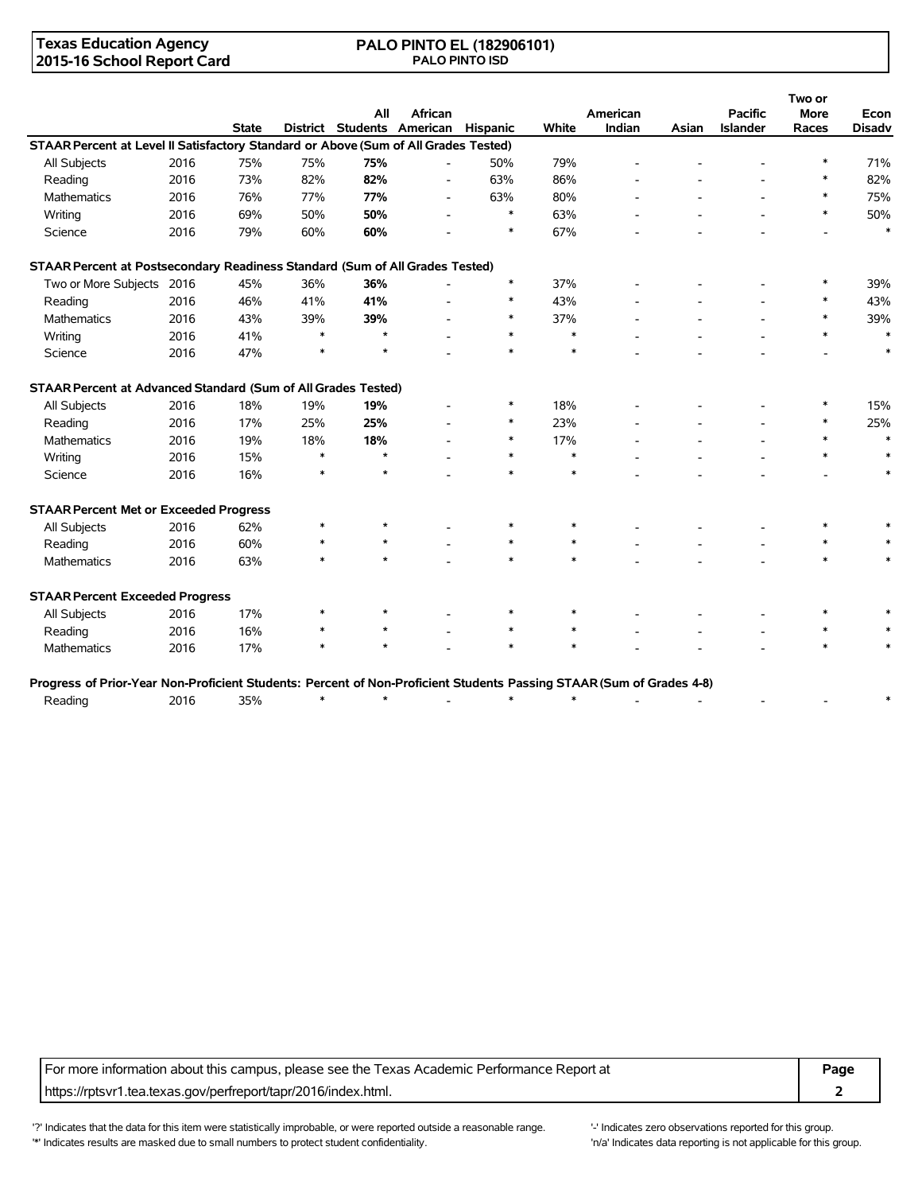Texas Education Agency
2015-16 School Report Card

PALO PINTO EL (182906101)
PALO PINTO ISD

| | | State | District | All Students | African American | Hispanic | White | American Indian | Asian | Pacific Islander | Two or More Races | Econ Disadv |
|---|---|---|---|---|---|---|---|---|---|---|---|---|
| **STAAR Percent at Level II Satisfactory Standard or Above (Sum of All Grades Tested)** | | | | | | | | | | | | |
| All Subjects | 2016 | 75% | 75% | **75%** | - | 50% | 79% | - | - | - | * | 71% |
| Reading | 2016 | 73% | 82% | **82%** | - | 63% | 86% | - | - | - | * | 82% |
| Mathematics | 2016 | 76% | 77% | **77%** | - | 63% | 80% | - | - | - | * | 75% |
| Writing | 2016 | 69% | 50% | **50%** | - | * | 63% | - | - | - | * | 50% |
| Science | 2016 | 79% | 60% | **60%** | - | * | 67% | - | - | - | - | * |
| **STAAR Percent at Postsecondary Readiness Standard (Sum of All Grades Tested)** | | | | | | | | | | | | |
| Two or More Subjects | 2016 | 45% | 36% | **36%** | - | * | 37% | - | - | - | * | 39% |
| Reading | 2016 | 46% | 41% | **41%** | - | * | 43% | - | - | - | * | 43% |
| Mathematics | 2016 | 43% | 39% | **39%** | - | * | 37% | - | - | - | * | 39% |
| Writing | 2016 | 41% | * | * | - | * | * | - | - | - | * | * |
| Science | 2016 | 47% | * | * | - | * | * | - | - | - | - | * |
| **STAAR Percent at Advanced Standard (Sum of All Grades Tested)** | | | | | | | | | | | | |
| All Subjects | 2016 | 18% | 19% | **19%** | - | * | 18% | - | - | - | * | 15% |
| Reading | 2016 | 17% | 25% | **25%** | - | * | 23% | - | - | - | * | 25% |
| Mathematics | 2016 | 19% | 18% | **18%** | - | * | 17% | - | - | - | * | * |
| Writing | 2016 | 15% | * | * | - | * | * | - | - | - | * | * |
| Science | 2016 | 16% | * | * | - | * | * | - | - | - | - | * |
| **STAAR Percent Met or Exceeded Progress** | | | | | | | | | | | | |
| All Subjects | 2016 | 62% | * | * | - | * | * | - | - | - | * | * |
| Reading | 2016 | 60% | * | * | - | * | * | - | - | - | * | * |
| Mathematics | 2016 | 63% | * | * | - | * | * | - | - | - | * | * |
| **STAAR Percent Exceeded Progress** | | | | | | | | | | | | |
| All Subjects | 2016 | 17% | * | * | - | * | * | - | - | - | * | * |
| Reading | 2016 | 16% | * | * | - | * | * | - | - | - | * | * |
| Mathematics | 2016 | 17% | * | * | - | * | * | - | - | - | * | * |
| **Progress of Prior-Year Non-Proficient Students: Percent of Non-Proficient Students Passing STAAR (Sum of Grades 4-8)** | | | | | | | | | | | | |
| Reading | 2016 | 35% | * | * | - | * | * | - | - | - | - | * |

For more information about this campus, please see the Texas Academic Performance Report at https://rptsvr1.tea.texas.gov/perfreport/tapr/2016/index.html.

'?' Indicates that the data for this item were statistically improbable, or were reported outside a reasonable range.
'*' Indicates results are masked due to small numbers to protect student confidentiality.
'-' Indicates zero observations reported for this group.
'n/a' Indicates data reporting is not applicable for this group.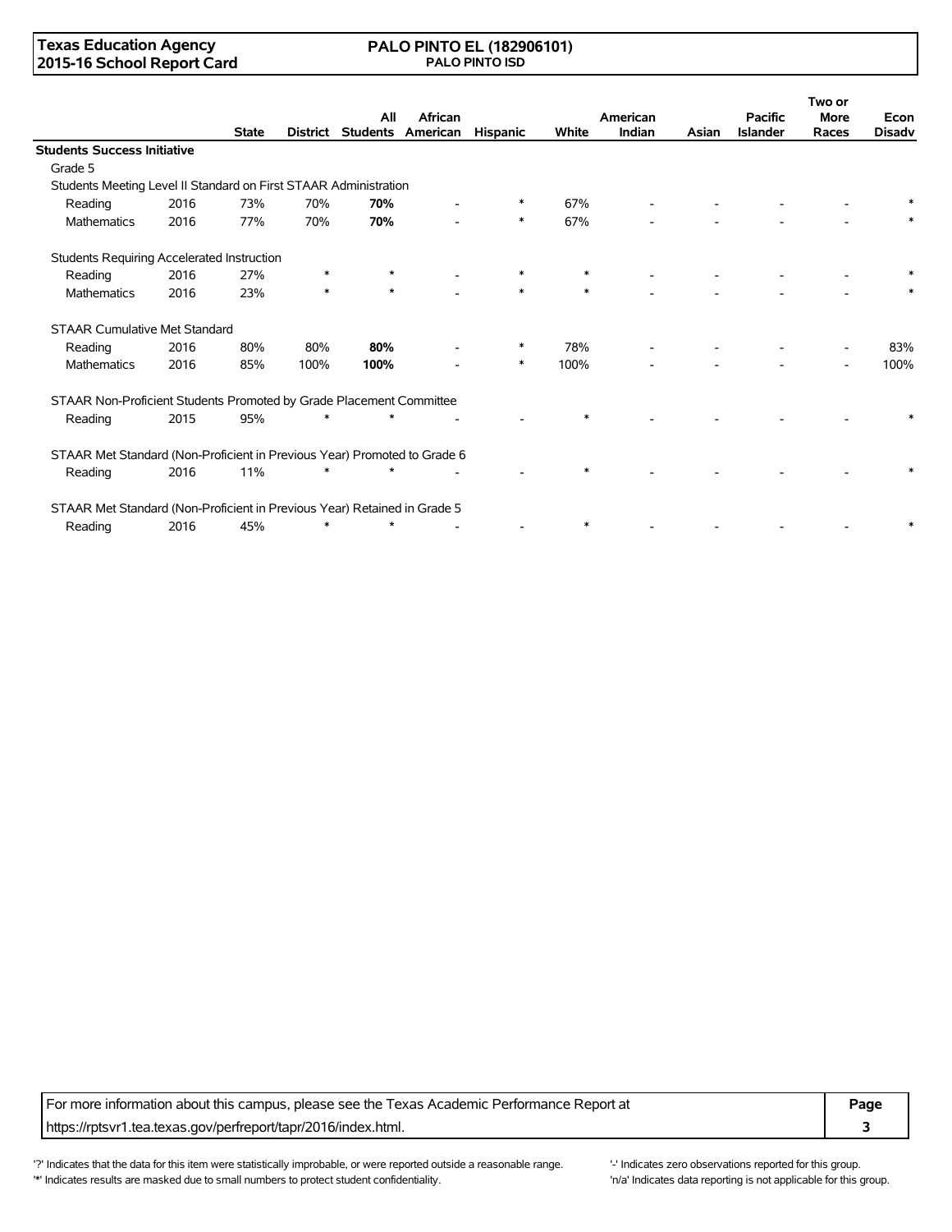**Texas Education Agency**
**2015-16 School Report Card**

**PALO PINTO EL (182906101)**
**PALO PINTO ISD**

| | | State | District | All Students | African American | Hispanic | White | American Indian | Asian | Pacific Islander | Two or More Races | Econ Disadv |
|---|---|---|---|---|---|---|---|---|---|---|---|---|
| **Students Success Initiative** | | | | | | | | | | | | |
| Grade 5 | | | | | | | | | | | | |
| Students Meeting Level II Standard on First STAAR Administration | | | | | | | | | | | | |
| Reading | 2016 | 73% | 70% | **70%** | - | * | 67% | - | - | - | - | * |
| Mathematics | 2016 | 77% | 70% | **70%** | - | * | 67% | - | - | - | - | * |
| Students Requiring Accelerated Instruction | | | | | | | | | | | | |
| Reading | 2016 | 27% | * | * | - | * | * | - | - | - | - | * |
| Mathematics | 2016 | 23% | * | * | - | * | * | - | - | - | - | * |
| STAAR Cumulative Met Standard | | | | | | | | | | | | |
| Reading | 2016 | 80% | 80% | **80%** | - | * | 78% | - | - | - | - | 83% |
| Mathematics | 2016 | 85% | 100% | **100%** | - | * | 100% | - | - | - | - | 100% |
| STAAR Non-Proficient Students Promoted by Grade Placement Committee | | | | | | | | | | | | |
| Reading | 2015 | 95% | * | * | - | - | * | - | - | - | - | * |
| STAAR Met Standard (Non-Proficient in Previous Year) Promoted to Grade 6 | | | | | | | | | | | | |
| Reading | 2016 | 11% | * | * | - | - | * | - | - | - | - | * |
| STAAR Met Standard (Non-Proficient in Previous Year) Retained in Grade 5 | | | | | | | | | | | | |
| Reading | 2016 | 45% | * | * | - | - | * | - | - | - | - | * |

For more information about this campus, please see the Texas Academic Performance Report at https://rptsvr1.tea.texas.gov/perfreport/tapr/2016/index.html.

'?' Indicates that the data for this item were statistically improbable, or were reported outside a reasonable range.
'*' Indicates results are masked due to small numbers to protect student confidentiality.
'-' Indicates zero observations reported for this group.
'n/a' Indicates data reporting is not applicable for this group.